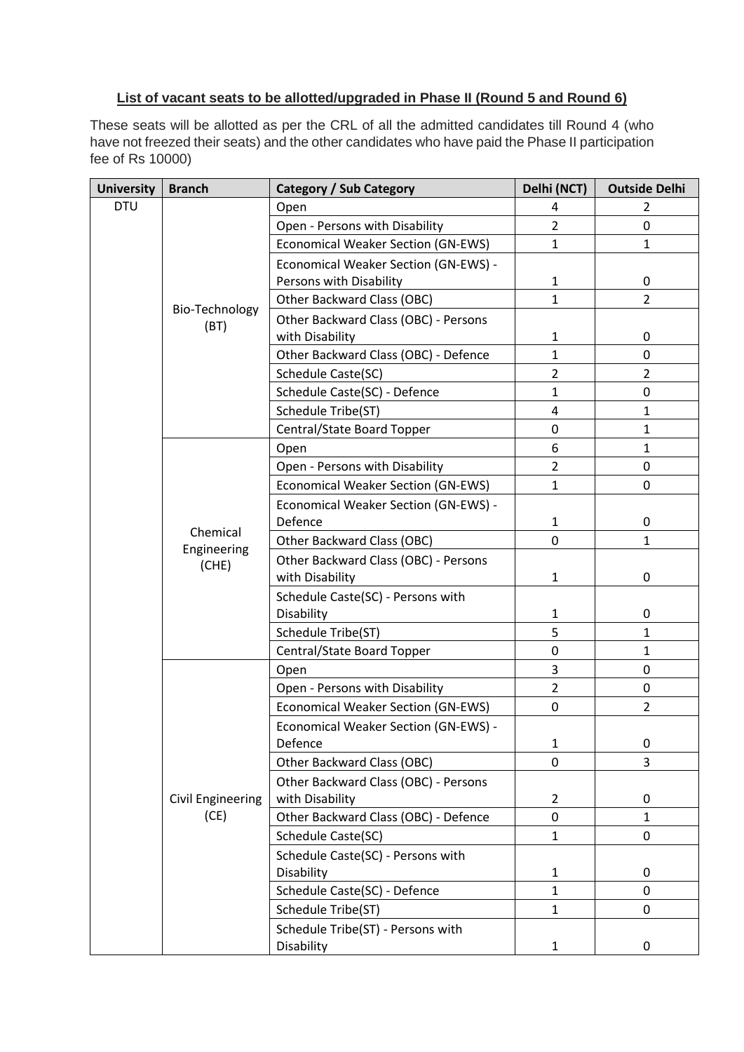## List of vacant seats to be allotted/upgraded in Phase II (Round 5 and Round 6)

These seats will be allotted as per the CRL of all the admitted candidates till Round 4 (who have not freezed their seats) and the other candidates who have paid the Phase II participation fee of Rs 10000)

| University | Branch | Category / Sub Category | Delhi (NCT) | Outside Delhi |
|---|---|---|---|---|
| DTU | Bio-Technology (BT) | Open | 4 | 2 |
| | | Open - Persons with Disability | 2 | 0 |
| | | Economical Weaker Section (GN-EWS) | 1 | 1 |
| | | Economical Weaker Section (GN-EWS) - Persons with Disability | 1 | 0 |
| | | Other Backward Class (OBC) | 1 | 2 |
| | | Other Backward Class (OBC) - Persons with Disability | 1 | 0 |
| | | Other Backward Class (OBC) - Defence | 1 | 0 |
| | | Schedule Caste(SC) | 2 | 2 |
| | | Schedule Caste(SC) - Defence | 1 | 0 |
| | | Schedule Tribe(ST) | 4 | 1 |
| | | Central/State Board Topper | 0 | 1 |
| | Chemical Engineering (CHE) | Open | 6 | 1 |
| | | Open - Persons with Disability | 2 | 0 |
| | | Economical Weaker Section (GN-EWS) | 1 | 0 |
| | | Economical Weaker Section (GN-EWS) - Defence | 1 | 0 |
| | | Other Backward Class (OBC) | 0 | 1 |
| | | Other Backward Class (OBC) - Persons with Disability | 1 | 0 |
| | | Schedule Caste(SC) - Persons with Disability | 1 | 0 |
| | | Schedule Tribe(ST) | 5 | 1 |
| | | Central/State Board Topper | 0 | 1 |
| | Civil Engineering (CE) | Open | 3 | 0 |
| | | Open - Persons with Disability | 2 | 0 |
| | | Economical Weaker Section (GN-EWS) | 0 | 2 |
| | | Economical Weaker Section (GN-EWS) - Defence | 1 | 0 |
| | | Other Backward Class (OBC) | 0 | 3 |
| | | Other Backward Class (OBC) - Persons with Disability | 2 | 0 |
| | | Other Backward Class (OBC) - Defence | 0 | 1 |
| | | Schedule Caste(SC) | 1 | 0 |
| | | Schedule Caste(SC) - Persons with Disability | 1 | 0 |
| | | Schedule Caste(SC) - Defence | 1 | 0 |
| | | Schedule Tribe(ST) | 1 | 0 |
| | | Schedule Tribe(ST) - Persons with Disability | 1 | 0 |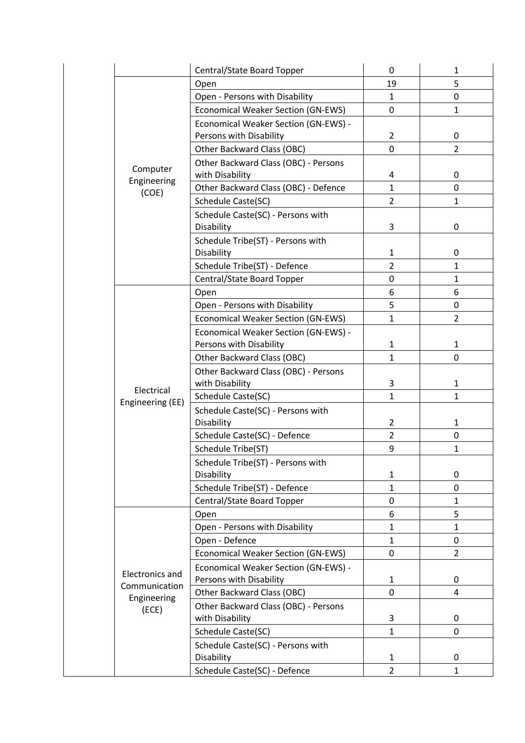| | | | | |
|---|---|---|---|---|
| | | Central/State Board Topper | 0 | 1 |
| | Computer Engineering (COE) | Open | 19 | 5 |
| | | Open - Persons with Disability | 1 | 0 |
| | | Economical Weaker Section (GN-EWS) | 0 | 1 |
| | | Economical Weaker Section (GN-EWS) - Persons with Disability | 2 | 0 |
| | | Other Backward Class (OBC) | 0 | 2 |
| | | Other Backward Class (OBC) - Persons with Disability | 4 | 0 |
| | | Other Backward Class (OBC) - Defence | 1 | 0 |
| | | Schedule Caste(SC) | 2 | 1 |
| | | Schedule Caste(SC) - Persons with Disability | 3 | 0 |
| | | Schedule Tribe(ST) - Persons with Disability | 1 | 0 |
| | | Schedule Tribe(ST) - Defence | 2 | 1 |
| | | Central/State Board Topper | 0 | 1 |
| | Electrical Engineering (EE) | Open | 6 | 6 |
| | | Open - Persons with Disability | 5 | 0 |
| | | Economical Weaker Section (GN-EWS) | 1 | 2 |
| | | Economical Weaker Section (GN-EWS) - Persons with Disability | 1 | 1 |
| | | Other Backward Class (OBC) | 1 | 0 |
| | | Other Backward Class (OBC) - Persons with Disability | 3 | 1 |
| | | Schedule Caste(SC) | 1 | 1 |
| | | Schedule Caste(SC) - Persons with Disability | 2 | 1 |
| | | Schedule Caste(SC) - Defence | 2 | 0 |
| | | Schedule Tribe(ST) | 9 | 1 |
| | | Schedule Tribe(ST) - Persons with Disability | 1 | 0 |
| | | Schedule Tribe(ST) - Defence | 1 | 0 |
| | | Central/State Board Topper | 0 | 1 |
| | Electronics and Communication Engineering (ECE) | Open | 6 | 5 |
| | | Open - Persons with Disability | 1 | 1 |
| | | Open - Defence | 1 | 0 |
| | | Economical Weaker Section (GN-EWS) | 0 | 2 |
| | | Economical Weaker Section (GN-EWS) - Persons with Disability | 1 | 0 |
| | | Other Backward Class (OBC) | 0 | 4 |
| | | Other Backward Class (OBC) - Persons with Disability | 3 | 0 |
| | | Schedule Caste(SC) | 1 | 0 |
| | | Schedule Caste(SC) - Persons with Disability | 1 | 0 |
| | | Schedule Caste(SC) - Defence | 2 | 1 |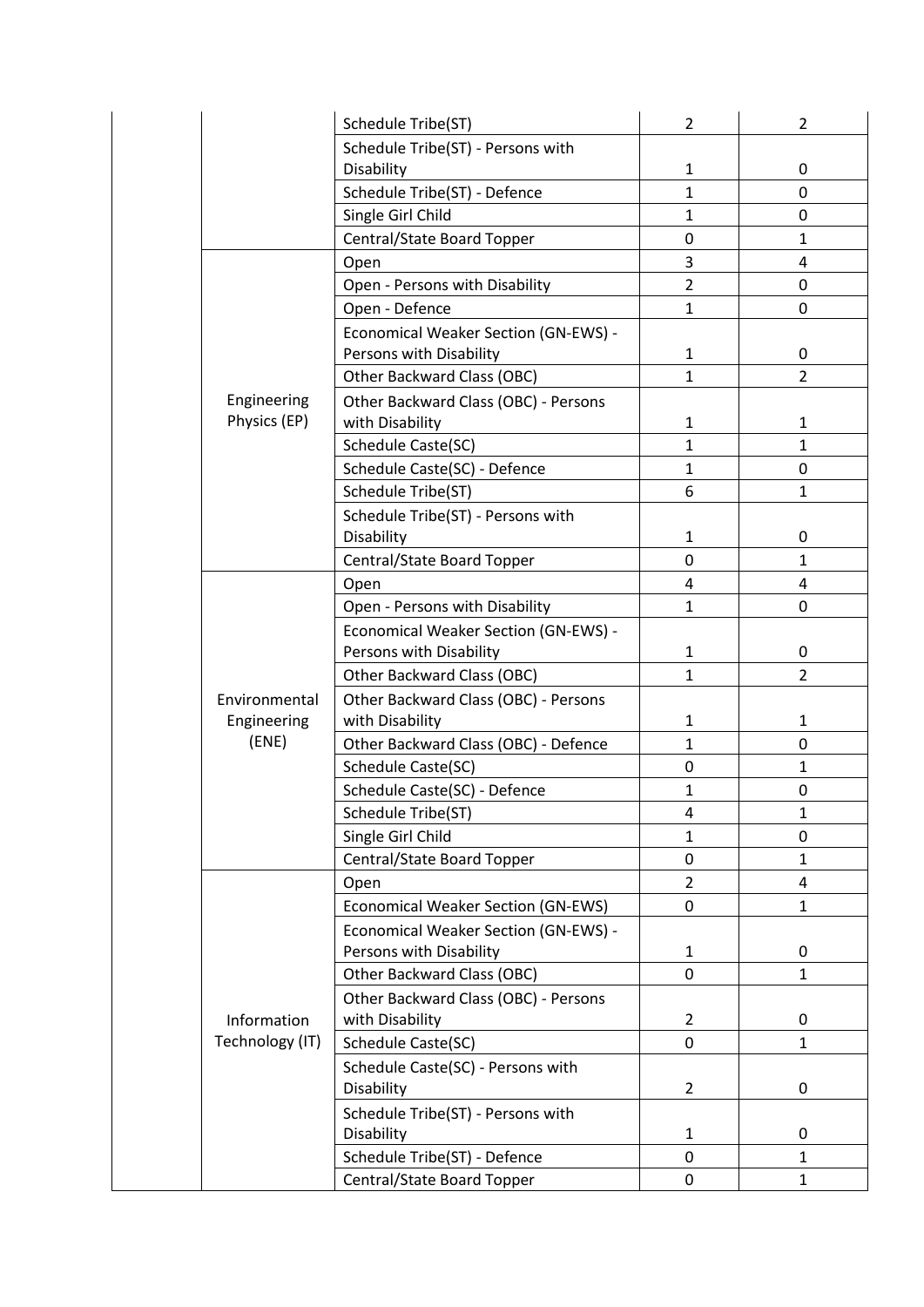| | | | | |
|---|---|---|---|---|
| | | Schedule Tribe(ST) | 2 | 2 |
| | | Schedule Tribe(ST) - Persons with Disability | 1 | 0 |
| | | Schedule Tribe(ST) - Defence | 1 | 0 |
| | | Single Girl Child | 1 | 0 |
| | | Central/State Board Topper | 0 | 1 |
| | Engineering Physics (EP) | Open | 3 | 4 |
| | | Open - Persons with Disability | 2 | 0 |
| | | Open - Defence | 1 | 0 |
| | | Economical Weaker Section (GN-EWS) - Persons with Disability | 1 | 0 |
| | | Other Backward Class (OBC) | 1 | 2 |
| | | Other Backward Class (OBC) - Persons with Disability | 1 | 1 |
| | | Schedule Caste(SC) | 1 | 1 |
| | | Schedule Caste(SC) - Defence | 1 | 0 |
| | | Schedule Tribe(ST) | 6 | 1 |
| | | Schedule Tribe(ST) - Persons with Disability | 1 | 0 |
| | | Central/State Board Topper | 0 | 1 |
| | Environmental Engineering (ENE) | Open | 4 | 4 |
| | | Open - Persons with Disability | 1 | 0 |
| | | Economical Weaker Section (GN-EWS) - Persons with Disability | 1 | 0 |
| | | Other Backward Class (OBC) | 1 | 2 |
| | | Other Backward Class (OBC) - Persons with Disability | 1 | 1 |
| | | Other Backward Class (OBC) - Defence | 1 | 0 |
| | | Schedule Caste(SC) | 0 | 1 |
| | | Schedule Caste(SC) - Defence | 1 | 0 |
| | | Schedule Tribe(ST) | 4 | 1 |
| | | Single Girl Child | 1 | 0 |
| | | Central/State Board Topper | 0 | 1 |
| | Information Technology (IT) | Open | 2 | 4 |
| | | Economical Weaker Section (GN-EWS) | 0 | 1 |
| | | Economical Weaker Section (GN-EWS) - Persons with Disability | 1 | 0 |
| | | Other Backward Class (OBC) | 0 | 1 |
| | | Other Backward Class (OBC) - Persons with Disability | 2 | 0 |
| | | Schedule Caste(SC) | 0 | 1 |
| | | Schedule Caste(SC) - Persons with Disability | 2 | 0 |
| | | Schedule Tribe(ST) - Persons with Disability | 1 | 0 |
| | | Schedule Tribe(ST) - Defence | 0 | 1 |
| | | Central/State Board Topper | 0 | 1 |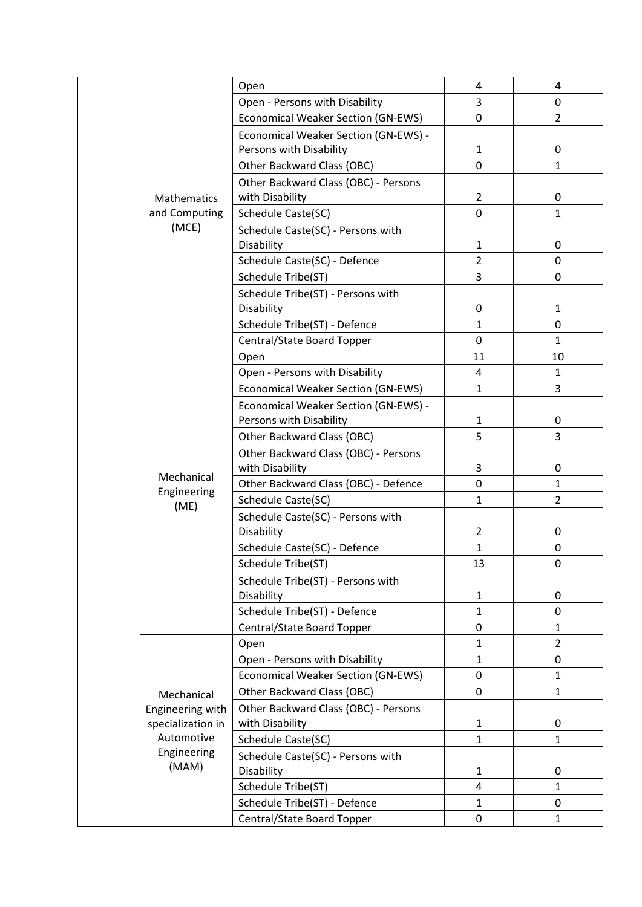| | | | | |
|---|---|---|---|---|
| | Mathematics and Computing (MCE) | Open | 4 | 4 |
| | | Open - Persons with Disability | 3 | 0 |
| | | Economical Weaker Section (GN-EWS) | 0 | 2 |
| | | Economical Weaker Section (GN-EWS) - Persons with Disability | 1 | 0 |
| | | Other Backward Class (OBC) | 0 | 1 |
| | | Other Backward Class (OBC) - Persons with Disability | 2 | 0 |
| | | Schedule Caste(SC) | 0 | 1 |
| | | Schedule Caste(SC) - Persons with Disability | 1 | 0 |
| | | Schedule Caste(SC) - Defence | 2 | 0 |
| | | Schedule Tribe(ST) | 3 | 0 |
| | | Schedule Tribe(ST) - Persons with Disability | 0 | 1 |
| | | Schedule Tribe(ST) - Defence | 1 | 0 |
| | | Central/State Board Topper | 0 | 1 |
| | Mechanical Engineering (ME) | Open | 11 | 10 |
| | | Open - Persons with Disability | 4 | 1 |
| | | Economical Weaker Section (GN-EWS) | 1 | 3 |
| | | Economical Weaker Section (GN-EWS) - Persons with Disability | 1 | 0 |
| | | Other Backward Class (OBC) | 5 | 3 |
| | | Other Backward Class (OBC) - Persons with Disability | 3 | 0 |
| | | Other Backward Class (OBC) - Defence | 0 | 1 |
| | | Schedule Caste(SC) | 1 | 2 |
| | | Schedule Caste(SC) - Persons with Disability | 2 | 0 |
| | | Schedule Caste(SC) - Defence | 1 | 0 |
| | | Schedule Tribe(ST) | 13 | 0 |
| | | Schedule Tribe(ST) - Persons with Disability | 1 | 0 |
| | | Schedule Tribe(ST) - Defence | 1 | 0 |
| | | Central/State Board Topper | 0 | 1 |
| | Mechanical Engineering with specialization in Automotive Engineering (MAM) | Open | 1 | 2 |
| | | Open - Persons with Disability | 1 | 0 |
| | | Economical Weaker Section (GN-EWS) | 0 | 1 |
| | | Other Backward Class (OBC) | 0 | 1 |
| | | Other Backward Class (OBC) - Persons with Disability | 1 | 0 |
| | | Schedule Caste(SC) | 1 | 1 |
| | | Schedule Caste(SC) - Persons with Disability | 1 | 0 |
| | | Schedule Tribe(ST) | 4 | 1 |
| | | Schedule Tribe(ST) - Defence | 1 | 0 |
| | | Central/State Board Topper | 0 | 1 |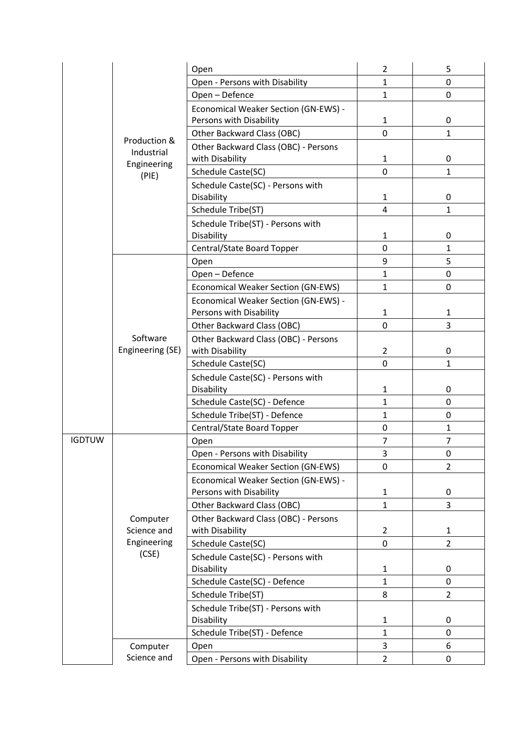| | | | | |
|---|---|---|---|---|
| | Production & Industrial Engineering (PIE) | Open | 2 | 5 |
| | | Open - Persons with Disability | 1 | 0 |
| | | Open – Defence | 1 | 0 |
| | | Economical Weaker Section (GN-EWS) - Persons with Disability | 1 | 0 |
| | | Other Backward Class (OBC) | 0 | 1 |
| | | Other Backward Class (OBC) - Persons with Disability | 1 | 0 |
| | | Schedule Caste(SC) | 0 | 1 |
| | | Schedule Caste(SC) - Persons with Disability | 1 | 0 |
| | | Schedule Tribe(ST) | 4 | 1 |
| | | Schedule Tribe(ST) - Persons with Disability | 1 | 0 |
| | | Central/State Board Topper | 0 | 1 |
| | Software Engineering (SE) | Open | 9 | 5 |
| | | Open – Defence | 1 | 0 |
| | | Economical Weaker Section (GN-EWS) | 1 | 0 |
| | | Economical Weaker Section (GN-EWS) - Persons with Disability | 1 | 1 |
| | | Other Backward Class (OBC) | 0 | 3 |
| | | Other Backward Class (OBC) - Persons with Disability | 2 | 0 |
| | | Schedule Caste(SC) | 0 | 1 |
| | | Schedule Caste(SC) - Persons with Disability | 1 | 0 |
| | | Schedule Caste(SC) - Defence | 1 | 0 |
| | | Schedule Tribe(ST) - Defence | 1 | 0 |
| | | Central/State Board Topper | 0 | 1 |
| IGDTUW | Computer Science and Engineering (CSE) | Open | 7 | 7 |
| | | Open - Persons with Disability | 3 | 0 |
| | | Economical Weaker Section (GN-EWS) | 0 | 2 |
| | | Economical Weaker Section (GN-EWS) - Persons with Disability | 1 | 0 |
| | | Other Backward Class (OBC) | 1 | 3 |
| | | Other Backward Class (OBC) - Persons with Disability | 2 | 1 |
| | | Schedule Caste(SC) | 0 | 2 |
| | | Schedule Caste(SC) - Persons with Disability | 1 | 0 |
| | | Schedule Caste(SC) - Defence | 1 | 0 |
| | | Schedule Tribe(ST) | 8 | 2 |
| | | Schedule Tribe(ST) - Persons with Disability | 1 | 0 |
| | | Schedule Tribe(ST) - Defence | 1 | 0 |
| | Computer Science and | Open | 3 | 6 |
| | | Open - Persons with Disability | 2 | 0 |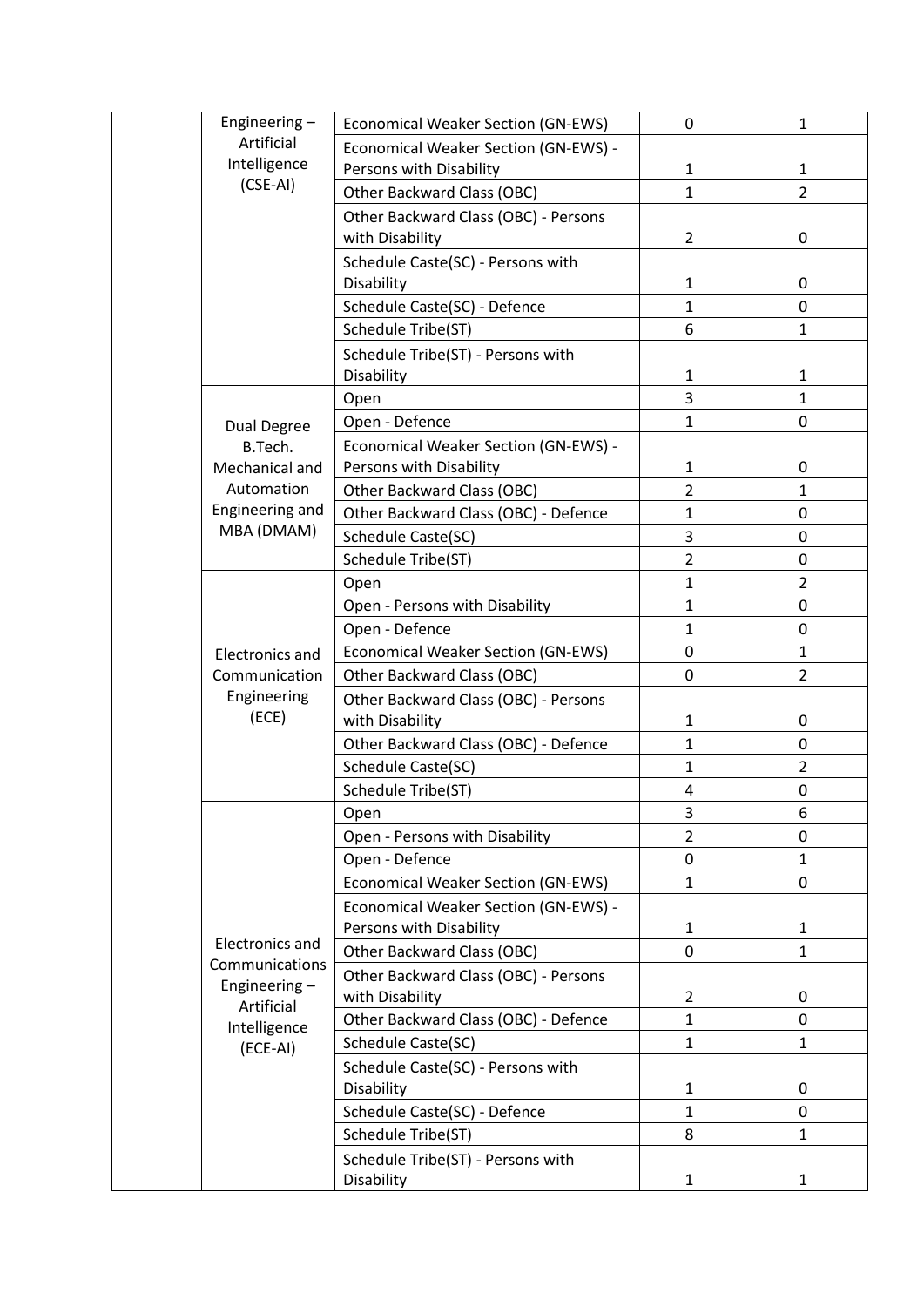|  | Engineering – Artificial Intelligence (CSE-AI) | Economical Weaker Section (GN-EWS) | 0 | 1 |
|---|---|---|---|---|
|  |  | Economical Weaker Section (GN-EWS) - Persons with Disability | 1 | 1 |
|  |  | Other Backward Class (OBC) | 1 | 2 |
|  |  | Other Backward Class (OBC) - Persons with Disability | 2 | 0 |
|  |  | Schedule Caste(SC) - Persons with Disability | 1 | 0 |
|  |  | Schedule Caste(SC) - Defence | 1 | 0 |
|  |  | Schedule Tribe(ST) | 6 | 1 |
|  |  | Schedule Tribe(ST) - Persons with Disability | 1 | 1 |
|  | Dual Degree B.Tech. Mechanical and Automation Engineering and MBA (DMAM) | Open | 3 | 1 |
|  |  | Open - Defence | 1 | 0 |
|  |  | Economical Weaker Section (GN-EWS) - Persons with Disability | 1 | 0 |
|  |  | Other Backward Class (OBC) | 2 | 1 |
|  |  | Other Backward Class (OBC) - Defence | 1 | 0 |
|  |  | Schedule Caste(SC) | 3 | 0 |
|  |  | Schedule Tribe(ST) | 2 | 0 |
|  | Electronics and Communication Engineering (ECE) | Open | 1 | 2 |
|  |  | Open - Persons with Disability | 1 | 0 |
|  |  | Open - Defence | 1 | 0 |
|  |  | Economical Weaker Section (GN-EWS) | 0 | 1 |
|  |  | Other Backward Class (OBC) | 0 | 2 |
|  |  | Other Backward Class (OBC) - Persons with Disability | 1 | 0 |
|  |  | Other Backward Class (OBC) - Defence | 1 | 0 |
|  |  | Schedule Caste(SC) | 1 | 2 |
|  |  | Schedule Tribe(ST) | 4 | 0 |
|  | Electronics and Communications Engineering – Artificial Intelligence (ECE-AI) | Open | 3 | 6 |
|  |  | Open - Persons with Disability | 2 | 0 |
|  |  | Open - Defence | 0 | 1 |
|  |  | Economical Weaker Section (GN-EWS) | 1 | 0 |
|  |  | Economical Weaker Section (GN-EWS) - Persons with Disability | 1 | 1 |
|  |  | Other Backward Class (OBC) | 0 | 1 |
|  |  | Other Backward Class (OBC) - Persons with Disability | 2 | 0 |
|  |  | Other Backward Class (OBC) - Defence | 1 | 0 |
|  |  | Schedule Caste(SC) | 1 | 1 |
|  |  | Schedule Caste(SC) - Persons with Disability | 1 | 0 |
|  |  | Schedule Caste(SC) - Defence | 1 | 0 |
|  |  | Schedule Tribe(ST) | 8 | 1 |
|  |  | Schedule Tribe(ST) - Persons with Disability | 1 | 1 |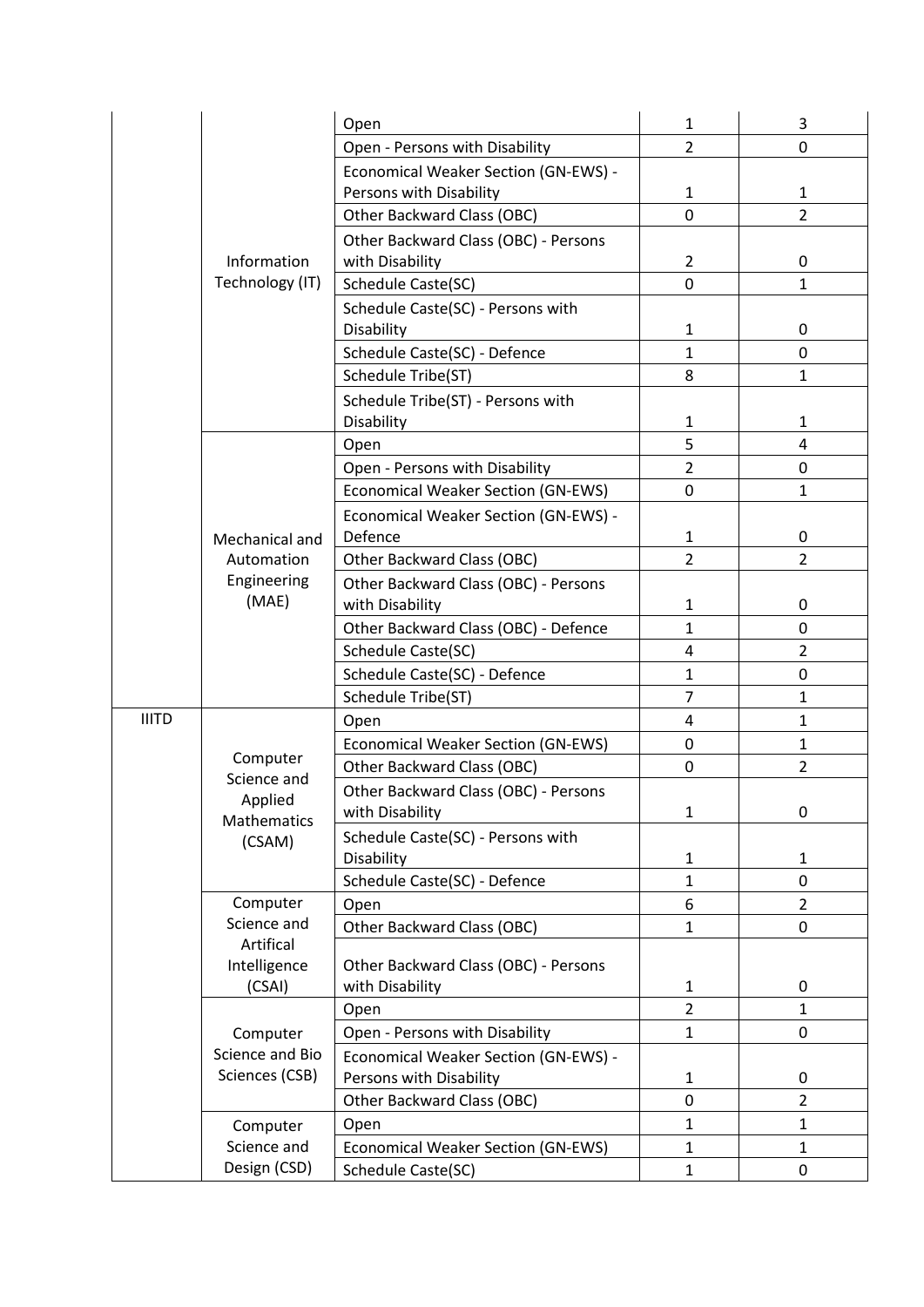| | | | | |
|---|---|---|---|---|
| | Information Technology (IT) | Open | 1 | 3 |
| | | Open - Persons with Disability | 2 | 0 |
| | | Economical Weaker Section (GN-EWS) - Persons with Disability | 1 | 1 |
| | | Other Backward Class (OBC) | 0 | 2 |
| | | Other Backward Class (OBC) - Persons with Disability | 2 | 0 |
| | | Schedule Caste(SC) | 0 | 1 |
| | | Schedule Caste(SC) - Persons with Disability | 1 | 0 |
| | | Schedule Caste(SC) - Defence | 1 | 0 |
| | | Schedule Tribe(ST) | 8 | 1 |
| | | Schedule Tribe(ST) - Persons with Disability | 1 | 1 |
| | Mechanical and Automation Engineering (MAE) | Open | 5 | 4 |
| | | Open - Persons with Disability | 2 | 0 |
| | | Economical Weaker Section (GN-EWS) | 0 | 1 |
| | | Economical Weaker Section (GN-EWS) - Defence | 1 | 0 |
| | | Other Backward Class (OBC) | 2 | 2 |
| | | Other Backward Class (OBC) - Persons with Disability | 1 | 0 |
| | | Other Backward Class (OBC) - Defence | 1 | 0 |
| | | Schedule Caste(SC) | 4 | 2 |
| | | Schedule Caste(SC) - Defence | 1 | 0 |
| | | Schedule Tribe(ST) | 7 | 1 |
| IIITD | Computer Science and Applied Mathematics (CSAM) | Open | 4 | 1 |
| | | Economical Weaker Section (GN-EWS) | 0 | 1 |
| | | Other Backward Class (OBC) | 0 | 2 |
| | | Other Backward Class (OBC) - Persons with Disability | 1 | 0 |
| | | Schedule Caste(SC) - Persons with Disability | 1 | 1 |
| | | Schedule Caste(SC) - Defence | 1 | 0 |
| | Computer Science and Artifical Intelligence (CSAI) | Open | 6 | 2 |
| | | Other Backward Class (OBC) | 1 | 0 |
| | | Other Backward Class (OBC) - Persons with Disability | 1 | 0 |
| | Computer Science and Bio Sciences (CSB) | Open | 2 | 1 |
| | | Open - Persons with Disability | 1 | 0 |
| | | Economical Weaker Section (GN-EWS) - Persons with Disability | 1 | 0 |
| | | Other Backward Class (OBC) | 0 | 2 |
| | Computer Science and Design (CSD) | Open | 1 | 1 |
| | | Economical Weaker Section (GN-EWS) | 1 | 1 |
| | | Schedule Caste(SC) | 1 | 0 |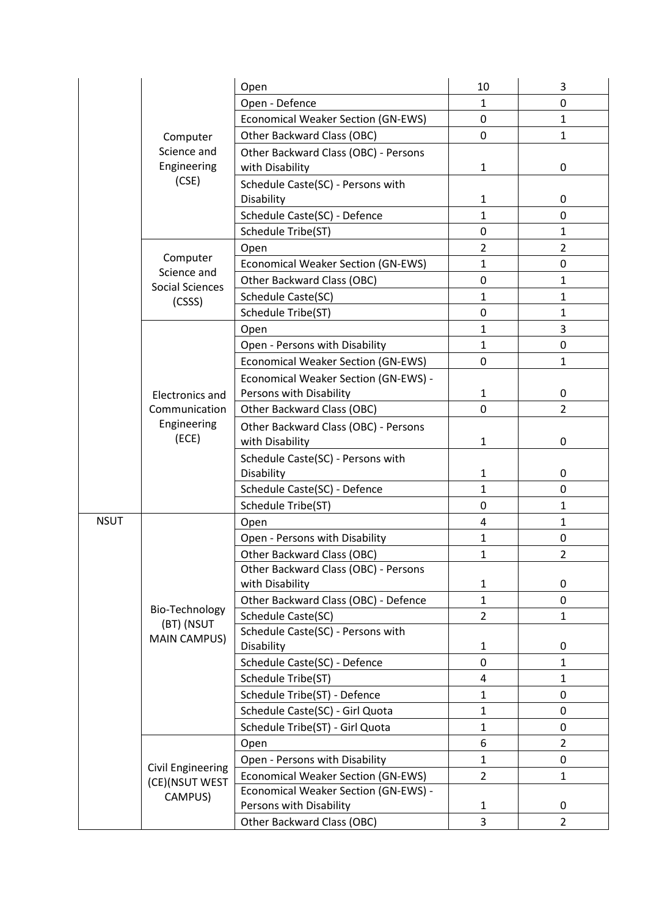| | | | | |
|---|---|---|---|---|
| | Computer Science and Engineering (CSE) | Open | 10 | 3 |
| | | Open - Defence | 1 | 0 |
| | | Economical Weaker Section (GN-EWS) | 0 | 1 |
| | | Other Backward Class (OBC) | 0 | 1 |
| | | Other Backward Class (OBC) - Persons with Disability | 1 | 0 |
| | | Schedule Caste(SC) - Persons with Disability | 1 | 0 |
| | | Schedule Caste(SC) - Defence | 1 | 0 |
| | | Schedule Tribe(ST) | 0 | 1 |
| | Computer Science and Social Sciences (CSSS) | Open | 2 | 2 |
| | | Economical Weaker Section (GN-EWS) | 1 | 0 |
| | | Other Backward Class (OBC) | 0 | 1 |
| | | Schedule Caste(SC) | 1 | 1 |
| | | Schedule Tribe(ST) | 0 | 1 |
| | Electronics and Communication Engineering (ECE) | Open | 1 | 3 |
| | | Open - Persons with Disability | 1 | 0 |
| | | Economical Weaker Section (GN-EWS) | 0 | 1 |
| | | Economical Weaker Section (GN-EWS) - Persons with Disability | 1 | 0 |
| | | Other Backward Class (OBC) | 0 | 2 |
| | | Other Backward Class (OBC) - Persons with Disability | 1 | 0 |
| | | Schedule Caste(SC) - Persons with Disability | 1 | 0 |
| | | Schedule Caste(SC) - Defence | 1 | 0 |
| | | Schedule Tribe(ST) | 0 | 1 |
| NSUT | Bio-Technology (BT) (NSUT MAIN CAMPUS) | Open | 4 | 1 |
| | | Open - Persons with Disability | 1 | 0 |
| | | Other Backward Class (OBC) | 1 | 2 |
| | | Other Backward Class (OBC) - Persons with Disability | 1 | 0 |
| | | Other Backward Class (OBC) - Defence | 1 | 0 |
| | | Schedule Caste(SC) | 2 | 1 |
| | | Schedule Caste(SC) - Persons with Disability | 1 | 0 |
| | | Schedule Caste(SC) - Defence | 0 | 1 |
| | | Schedule Tribe(ST) | 4 | 1 |
| | | Schedule Tribe(ST) - Defence | 1 | 0 |
| | | Schedule Caste(SC) - Girl Quota | 1 | 0 |
| | | Schedule Tribe(ST) - Girl Quota | 1 | 0 |
| | Civil Engineering (CE)(NSUT WEST CAMPUS) | Open | 6 | 2 |
| | | Open - Persons with Disability | 1 | 0 |
| | | Economical Weaker Section (GN-EWS) | 2 | 1 |
| | | Economical Weaker Section (GN-EWS) - Persons with Disability | 1 | 0 |
| | | Other Backward Class (OBC) | 3 | 2 |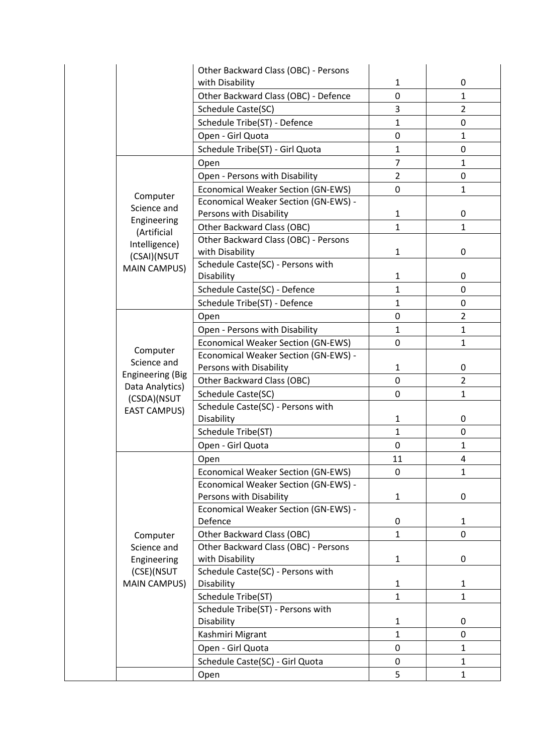| | | | | |
|---|---|---|---|---|
| | | Other Backward Class (OBC) - Persons with Disability | 1 | 0 |
| | | Other Backward Class (OBC) - Defence | 0 | 1 |
| | | Schedule Caste(SC) | 3 | 2 |
| | | Schedule Tribe(ST) - Defence | 1 | 0 |
| | | Open - Girl Quota | 0 | 1 |
| | | Schedule Tribe(ST) - Girl Quota | 1 | 0 |
| | Computer Science and Engineering (Artificial Intelligence) (CSAI)(NSUT MAIN CAMPUS) | Open | 7 | 1 |
| | | Open - Persons with Disability | 2 | 0 |
| | | Economical Weaker Section (GN-EWS) | 0 | 1 |
| | | Economical Weaker Section (GN-EWS) - Persons with Disability | 1 | 0 |
| | | Other Backward Class (OBC) | 1 | 1 |
| | | Other Backward Class (OBC) - Persons with Disability | 1 | 0 |
| | | Schedule Caste(SC) - Persons with Disability | 1 | 0 |
| | | Schedule Caste(SC) - Defence | 1 | 0 |
| | | Schedule Tribe(ST) - Defence | 1 | 0 |
| | Computer Science and Engineering (Big Data Analytics) (CSDA)(NSUT EAST CAMPUS) | Open | 0 | 2 |
| | | Open - Persons with Disability | 1 | 1 |
| | | Economical Weaker Section (GN-EWS) | 0 | 1 |
| | | Economical Weaker Section (GN-EWS) - Persons with Disability | 1 | 0 |
| | | Other Backward Class (OBC) | 0 | 2 |
| | | Schedule Caste(SC) | 0 | 1 |
| | | Schedule Caste(SC) - Persons with Disability | 1 | 0 |
| | | Schedule Tribe(ST) | 1 | 0 |
| | | Open - Girl Quota | 0 | 1 |
| | Computer Science and Engineering (CSE)(NSUT MAIN CAMPUS) | Open | 11 | 4 |
| | | Economical Weaker Section (GN-EWS) | 0 | 1 |
| | | Economical Weaker Section (GN-EWS) - Persons with Disability | 1 | 0 |
| | | Economical Weaker Section (GN-EWS) - Defence | 0 | 1 |
| | | Other Backward Class (OBC) | 1 | 0 |
| | | Other Backward Class (OBC) - Persons with Disability | 1 | 0 |
| | | Schedule Caste(SC) - Persons with Disability | 1 | 1 |
| | | Schedule Tribe(ST) | 1 | 1 |
| | | Schedule Tribe(ST) - Persons with Disability | 1 | 0 |
| | | Kashmiri Migrant | 1 | 0 |
| | | Open - Girl Quota | 0 | 1 |
| | | Schedule Caste(SC) - Girl Quota | 0 | 1 |
| | | Open | 5 | 1 |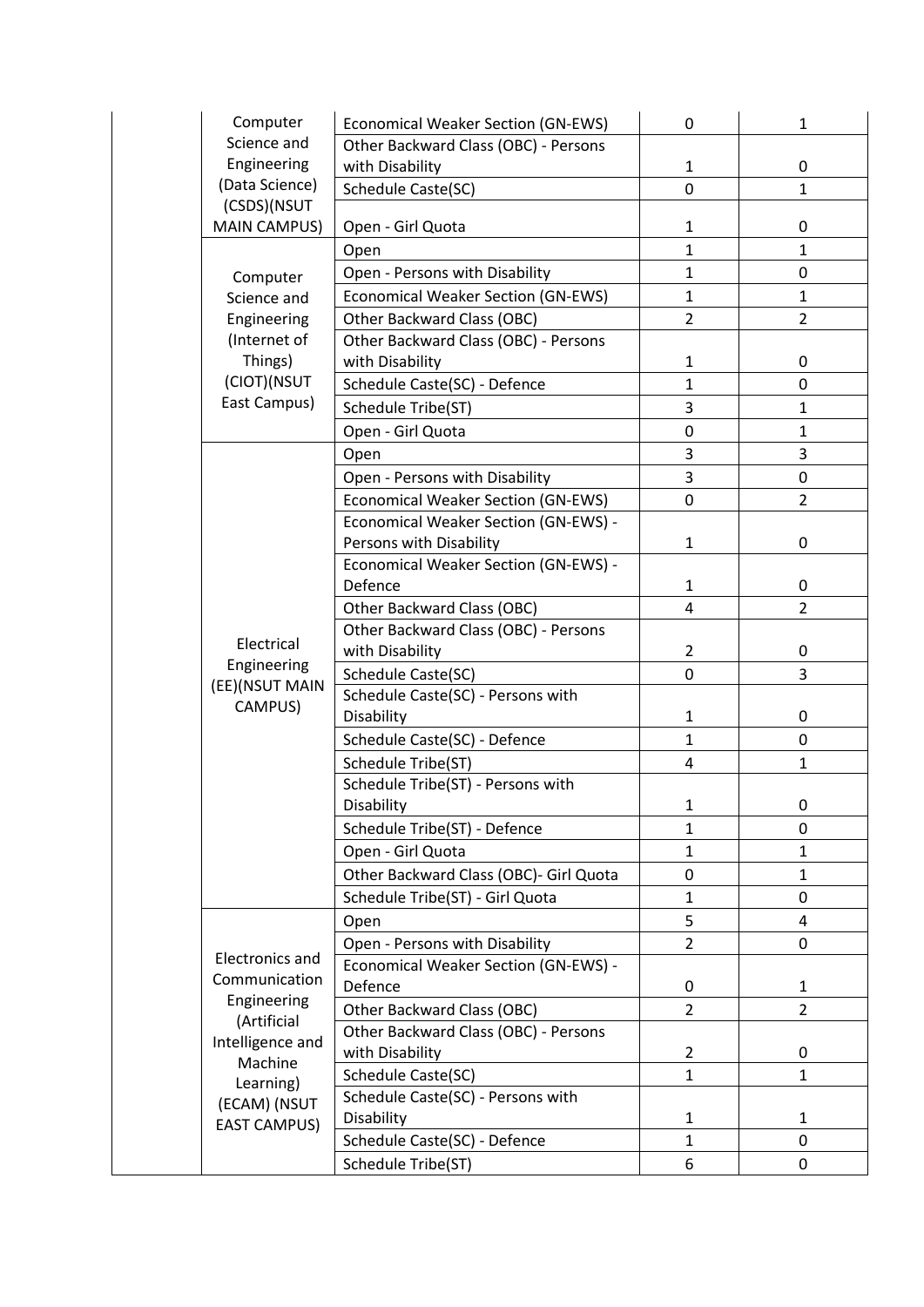| | | | | |
|---|---|---|---|---|
| | Computer Science and Engineering (Data Science) (CSDS)(NSUT MAIN CAMPUS) | Economical Weaker Section (GN-EWS) | 0 | 1 |
| | | Other Backward Class (OBC) - Persons with Disability | 1 | 0 |
| | | Schedule Caste(SC) | 0 | 1 |
| | | Open - Girl Quota | 1 | 0 |
| | Computer Science and Engineering (Internet of Things) (CIOT)(NSUT East Campus) | Open | 1 | 1 |
| | | Open - Persons with Disability | 1 | 0 |
| | | Economical Weaker Section (GN-EWS) | 1 | 1 |
| | | Other Backward Class (OBC) | 2 | 2 |
| | | Other Backward Class (OBC) - Persons with Disability | 1 | 0 |
| | | Schedule Caste(SC) - Defence | 1 | 0 |
| | | Schedule Tribe(ST) | 3 | 1 |
| | | Open - Girl Quota | 0 | 1 |
| | Electrical Engineering (EE)(NSUT MAIN CAMPUS) | Open | 3 | 3 |
| | | Open - Persons with Disability | 3 | 0 |
| | | Economical Weaker Section (GN-EWS) | 0 | 2 |
| | | Economical Weaker Section (GN-EWS) - Persons with Disability | 1 | 0 |
| | | Economical Weaker Section (GN-EWS) - Defence | 1 | 0 |
| | | Other Backward Class (OBC) | 4 | 2 |
| | | Other Backward Class (OBC) - Persons with Disability | 2 | 0 |
| | | Schedule Caste(SC) | 0 | 3 |
| | | Schedule Caste(SC) - Persons with Disability | 1 | 0 |
| | | Schedule Caste(SC) - Defence | 1 | 0 |
| | | Schedule Tribe(ST) | 4 | 1 |
| | | Schedule Tribe(ST) - Persons with Disability | 1 | 0 |
| | | Schedule Tribe(ST) - Defence | 1 | 0 |
| | | Open - Girl Quota | 1 | 1 |
| | | Other Backward Class (OBC)- Girl Quota | 0 | 1 |
| | | Schedule Tribe(ST) - Girl Quota | 1 | 0 |
| | Electronics and Communication Engineering (Artificial Intelligence and Machine Learning) (ECAM) (NSUT EAST CAMPUS) | Open | 5 | 4 |
| | | Open - Persons with Disability | 2 | 0 |
| | | Economical Weaker Section (GN-EWS) - Defence | 0 | 1 |
| | | Other Backward Class (OBC) | 2 | 2 |
| | | Other Backward Class (OBC) - Persons with Disability | 2 | 0 |
| | | Schedule Caste(SC) | 1 | 1 |
| | | Schedule Caste(SC) - Persons with Disability | 1 | 1 |
| | | Schedule Caste(SC) - Defence | 1 | 0 |
| | | Schedule Tribe(ST) | 6 | 0 |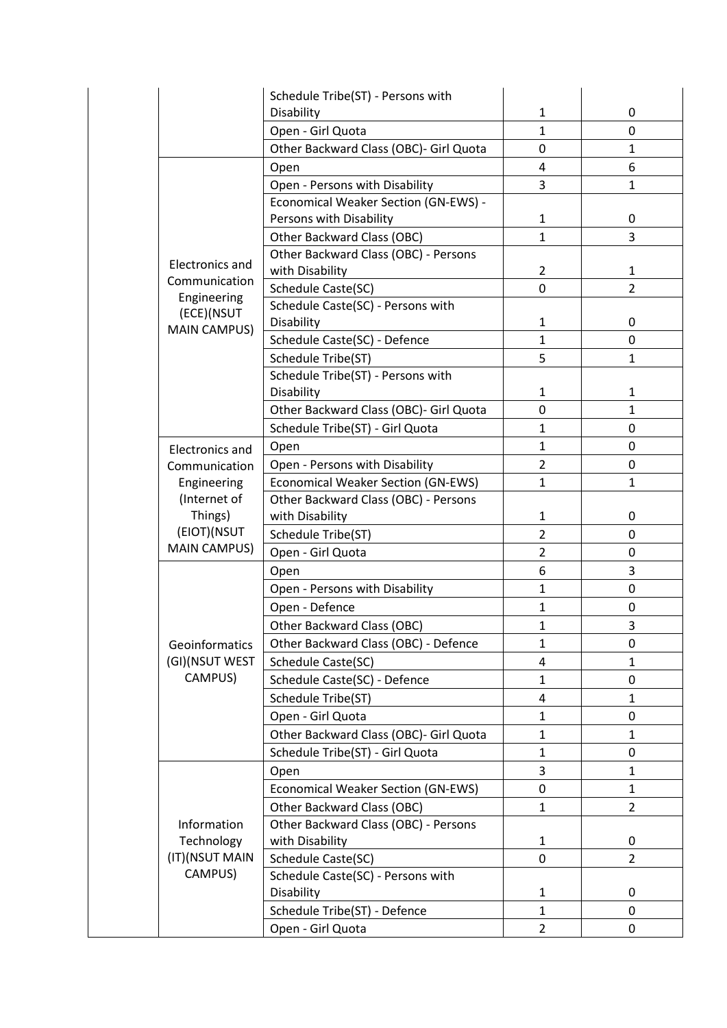| | | | | |
|---|---|---|---|---|
| | | Schedule Tribe(ST) - Persons with Disability | 1 | 0 |
| | | Open - Girl Quota | 1 | 0 |
| | | Other Backward Class (OBC)- Girl Quota | 0 | 1 |
| | Electronics and Communication Engineering (ECE)(NSUT MAIN CAMPUS) | Open | 4 | 6 |
| | | Open - Persons with Disability | 3 | 1 |
| | | Economical Weaker Section (GN-EWS) - Persons with Disability | 1 | 0 |
| | | Other Backward Class (OBC) | 1 | 3 |
| | | Other Backward Class (OBC) - Persons with Disability | 2 | 1 |
| | | Schedule Caste(SC) | 0 | 2 |
| | | Schedule Caste(SC) - Persons with Disability | 1 | 0 |
| | | Schedule Caste(SC) - Defence | 1 | 0 |
| | | Schedule Tribe(ST) | 5 | 1 |
| | | Schedule Tribe(ST) - Persons with Disability | 1 | 1 |
| | | Other Backward Class (OBC)- Girl Quota | 0 | 1 |
| | | Schedule Tribe(ST) - Girl Quota | 1 | 0 |
| | Electronics and Communication Engineering (Internet of Things) (EIOT)(NSUT MAIN CAMPUS) | Open | 1 | 0 |
| | | Open - Persons with Disability | 2 | 0 |
| | | Economical Weaker Section (GN-EWS) | 1 | 1 |
| | | Other Backward Class (OBC) - Persons with Disability | 1 | 0 |
| | | Schedule Tribe(ST) | 2 | 0 |
| | | Open - Girl Quota | 2 | 0 |
| | Geoinformatics (GI)(NSUT WEST CAMPUS) | Open | 6 | 3 |
| | | Open - Persons with Disability | 1 | 0 |
| | | Open - Defence | 1 | 0 |
| | | Other Backward Class (OBC) | 1 | 3 |
| | | Other Backward Class (OBC) - Defence | 1 | 0 |
| | | Schedule Caste(SC) | 4 | 1 |
| | | Schedule Caste(SC) - Defence | 1 | 0 |
| | | Schedule Tribe(ST) | 4 | 1 |
| | | Open - Girl Quota | 1 | 0 |
| | | Other Backward Class (OBC)- Girl Quota | 1 | 1 |
| | | Schedule Tribe(ST) - Girl Quota | 1 | 0 |
| | Information Technology (IT)(NSUT MAIN CAMPUS) | Open | 3 | 1 |
| | | Economical Weaker Section (GN-EWS) | 0 | 1 |
| | | Other Backward Class (OBC) | 1 | 2 |
| | | Other Backward Class (OBC) - Persons with Disability | 1 | 0 |
| | | Schedule Caste(SC) | 0 | 2 |
| | | Schedule Caste(SC) - Persons with Disability | 1 | 0 |
| | | Schedule Tribe(ST) - Defence | 1 | 0 |
| | | Open - Girl Quota | 2 | 0 |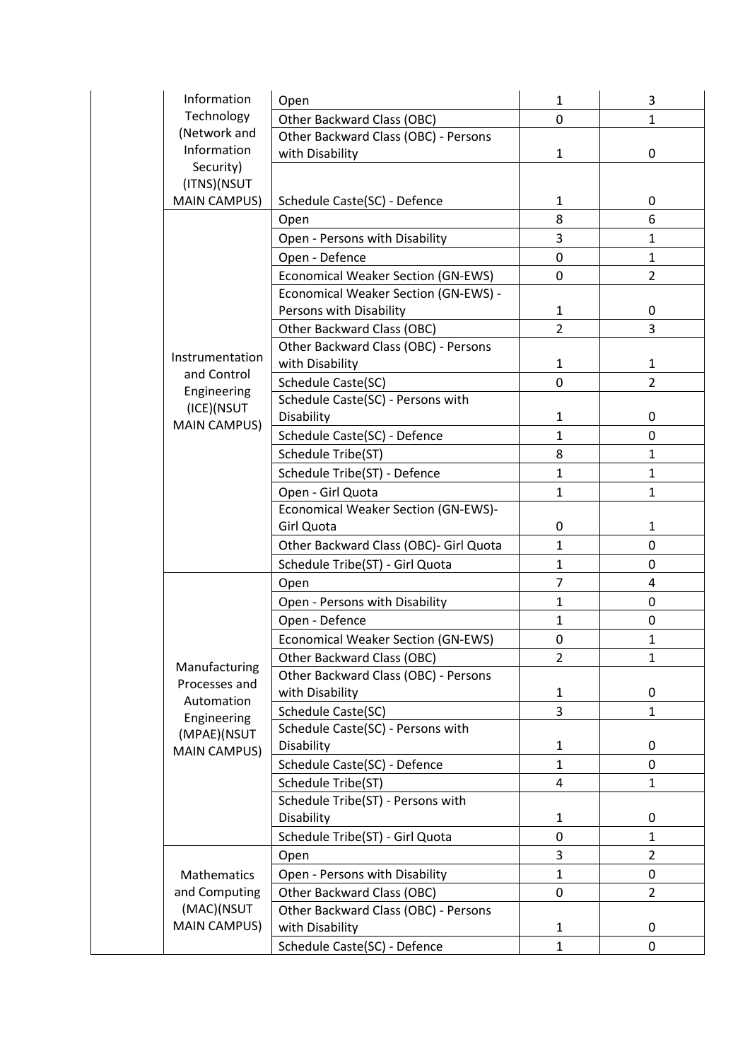| | | | | |
|---|---|---|---|---|
| | Information Technology (Network and Information Security) (ITNS)(NSUT MAIN CAMPUS) | Open | 1 | 3 |
| | | Other Backward Class (OBC) | 0 | 1 |
| | | Other Backward Class (OBC) - Persons with Disability | 1 | 0 |
| | | Schedule Caste(SC) - Defence | 1 | 0 |
| | Instrumentation and Control Engineering (ICE)(NSUT MAIN CAMPUS) | Open | 8 | 6 |
| | | Open - Persons with Disability | 3 | 1 |
| | | Open - Defence | 0 | 1 |
| | | Economical Weaker Section (GN-EWS) | 0 | 2 |
| | | Economical Weaker Section (GN-EWS) - Persons with Disability | 1 | 0 |
| | | Other Backward Class (OBC) | 2 | 3 |
| | | Other Backward Class (OBC) - Persons with Disability | 1 | 1 |
| | | Schedule Caste(SC) | 0 | 2 |
| | | Schedule Caste(SC) - Persons with Disability | 1 | 0 |
| | | Schedule Caste(SC) - Defence | 1 | 0 |
| | | Schedule Tribe(ST) | 8 | 1 |
| | | Schedule Tribe(ST) - Defence | 1 | 1 |
| | | Open - Girl Quota | 1 | 1 |
| | | Economical Weaker Section (GN-EWS)- Girl Quota | 0 | 1 |
| | | Other Backward Class (OBC)- Girl Quota | 1 | 0 |
| | | Schedule Tribe(ST) - Girl Quota | 1 | 0 |
| | Manufacturing Processes and Automation Engineering (MPAE)(NSUT MAIN CAMPUS) | Open | 7 | 4 |
| | | Open - Persons with Disability | 1 | 0 |
| | | Open - Defence | 1 | 0 |
| | | Economical Weaker Section (GN-EWS) | 0 | 1 |
| | | Other Backward Class (OBC) | 2 | 1 |
| | | Other Backward Class (OBC) - Persons with Disability | 1 | 0 |
| | | Schedule Caste(SC) | 3 | 1 |
| | | Schedule Caste(SC) - Persons with Disability | 1 | 0 |
| | | Schedule Caste(SC) - Defence | 1 | 0 |
| | | Schedule Tribe(ST) | 4 | 1 |
| | | Schedule Tribe(ST) - Persons with Disability | 1 | 0 |
| | | Schedule Tribe(ST) - Girl Quota | 0 | 1 |
| | Mathematics and Computing (MAC)(NSUT MAIN CAMPUS) | Open | 3 | 2 |
| | | Open - Persons with Disability | 1 | 0 |
| | | Other Backward Class (OBC) | 0 | 2 |
| | | Other Backward Class (OBC) - Persons with Disability | 1 | 0 |
| | | Schedule Caste(SC) - Defence | 1 | 0 |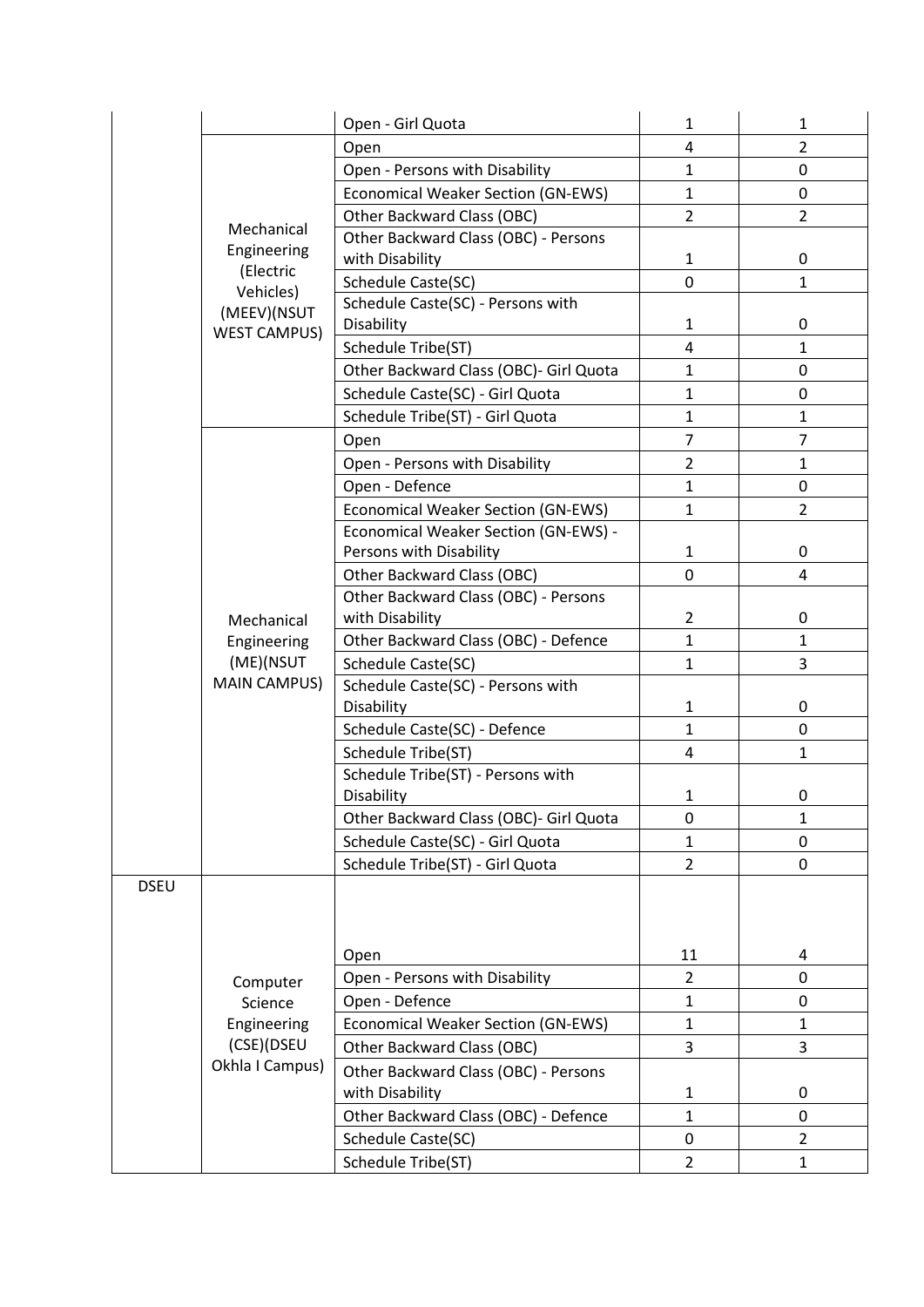| | | Open - Girl Quota | 1 | 1 |
|---|---|---|---|---|
| | Mechanical Engineering (Electric Vehicles) (MEEV)(NSUT WEST CAMPUS) | Open | 4 | 2 |
| | | Open - Persons with Disability | 1 | 0 |
| | | Economical Weaker Section (GN-EWS) | 1 | 0 |
| | | Other Backward Class (OBC) | 2 | 2 |
| | | Other Backward Class (OBC) - Persons with Disability | 1 | 0 |
| | | Schedule Caste(SC) | 0 | 1 |
| | | Schedule Caste(SC) - Persons with Disability | 1 | 0 |
| | | Schedule Tribe(ST) | 4 | 1 |
| | | Other Backward Class (OBC)- Girl Quota | 1 | 0 |
| | | Schedule Caste(SC) - Girl Quota | 1 | 0 |
| | | Schedule Tribe(ST) - Girl Quota | 1 | 1 |
| | Mechanical Engineering (ME)(NSUT MAIN CAMPUS) | Open | 7 | 7 |
| | | Open - Persons with Disability | 2 | 1 |
| | | Open - Defence | 1 | 0 |
| | | Economical Weaker Section (GN-EWS) | 1 | 2 |
| | | Economical Weaker Section (GN-EWS) - Persons with Disability | 1 | 0 |
| | | Other Backward Class (OBC) | 0 | 4 |
| | | Other Backward Class (OBC) - Persons with Disability | 2 | 0 |
| | | Other Backward Class (OBC) - Defence | 1 | 1 |
| | | Schedule Caste(SC) | 1 | 3 |
| | | Schedule Caste(SC) - Persons with Disability | 1 | 0 |
| | | Schedule Caste(SC) - Defence | 1 | 0 |
| | | Schedule Tribe(ST) | 4 | 1 |
| | | Schedule Tribe(ST) - Persons with Disability | 1 | 0 |
| | | Other Backward Class (OBC)- Girl Quota | 0 | 1 |
| | | Schedule Caste(SC) - Girl Quota | 1 | 0 |
| | | Schedule Tribe(ST) - Girl Quota | 2 | 0 |
| DSEU | Computer Science Engineering (CSE)(DSEU Okhla I Campus) | Open | 11 | 4 |
| | | Open - Persons with Disability | 2 | 0 |
| | | Open - Defence | 1 | 0 |
| | | Economical Weaker Section (GN-EWS) | 1 | 1 |
| | | Other Backward Class (OBC) | 3 | 3 |
| | | Other Backward Class (OBC) - Persons with Disability | 1 | 0 |
| | | Other Backward Class (OBC) - Defence | 1 | 0 |
| | | Schedule Caste(SC) | 0 | 2 |
| | | Schedule Tribe(ST) | 2 | 1 |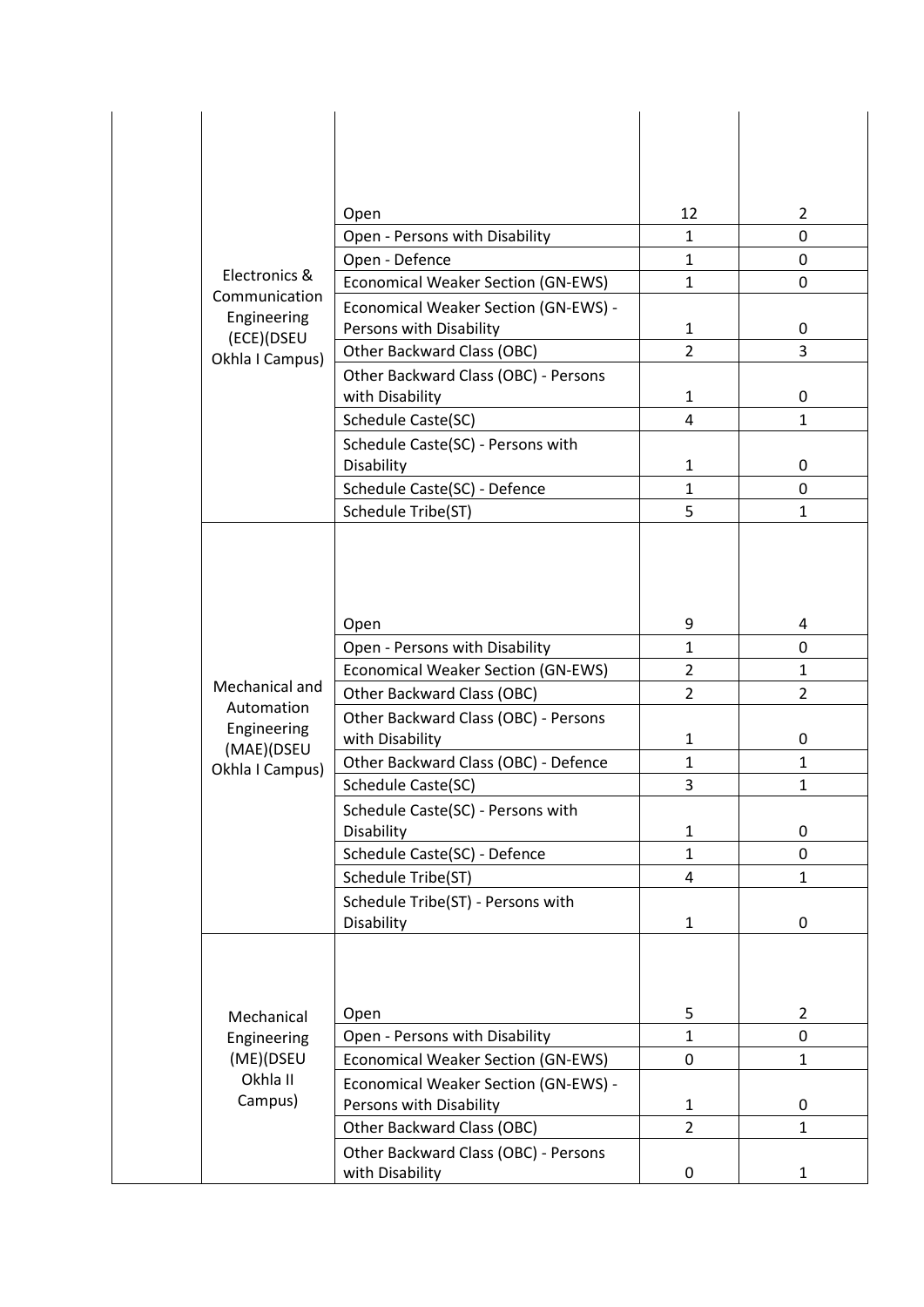| | | | | |
|---|---|---|---|---|
| | Electronics & Communication Engineering (ECE)(DSEU Okhla I Campus) | Open | 12 | 2 |
| | | Open - Persons with Disability | 1 | 0 |
| | | Open - Defence | 1 | 0 |
| | | Economical Weaker Section (GN-EWS) | 1 | 0 |
| | | Economical Weaker Section (GN-EWS) - Persons with Disability | 1 | 0 |
| | | Other Backward Class (OBC) | 2 | 3 |
| | | Other Backward Class (OBC) - Persons with Disability | 1 | 0 |
| | | Schedule Caste(SC) | 4 | 1 |
| | | Schedule Caste(SC) - Persons with Disability | 1 | 0 |
| | | Schedule Caste(SC) - Defence | 1 | 0 |
| | | Schedule Tribe(ST) | 5 | 1 |
| | Mechanical and Automation Engineering (MAE)(DSEU Okhla I Campus) | Open | 9 | 4 |
| | | Open - Persons with Disability | 1 | 0 |
| | | Economical Weaker Section (GN-EWS) | 2 | 1 |
| | | Other Backward Class (OBC) | 2 | 2 |
| | | Other Backward Class (OBC) - Persons with Disability | 1 | 0 |
| | | Other Backward Class (OBC) - Defence | 1 | 1 |
| | | Schedule Caste(SC) | 3 | 1 |
| | | Schedule Caste(SC) - Persons with Disability | 1 | 0 |
| | | Schedule Caste(SC) - Defence | 1 | 0 |
| | | Schedule Tribe(ST) | 4 | 1 |
| | | Schedule Tribe(ST) - Persons with Disability | 1 | 0 |
| | Mechanical Engineering (ME)(DSEU Okhla II Campus) | Open | 5 | 2 |
| | | Open - Persons with Disability | 1 | 0 |
| | | Economical Weaker Section (GN-EWS) | 0 | 1 |
| | | Economical Weaker Section (GN-EWS) - Persons with Disability | 1 | 0 |
| | | Other Backward Class (OBC) | 2 | 1 |
| | | Other Backward Class (OBC) - Persons with Disability | 0 | 1 |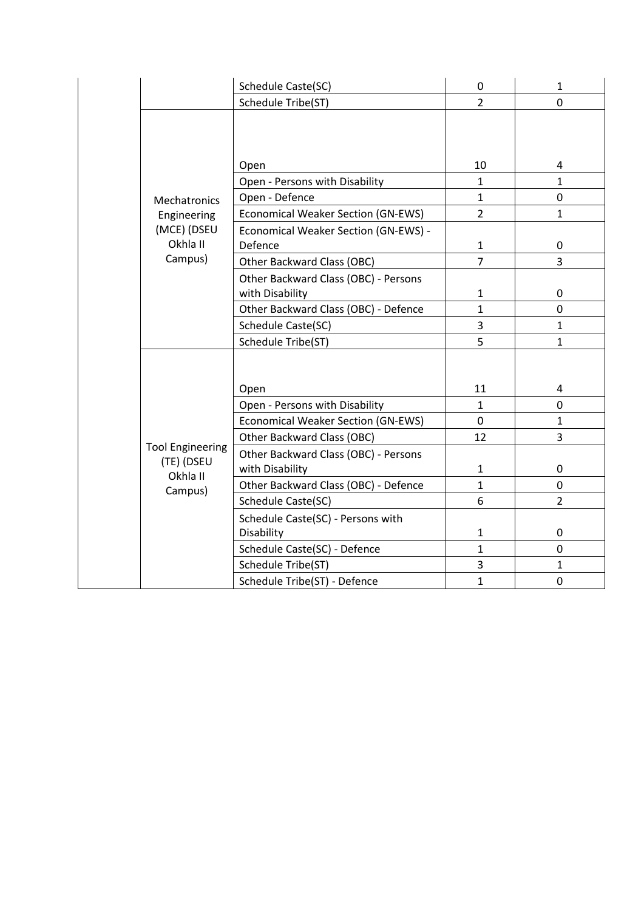| | | | | |
|---|---|---|---|---|
| | | Schedule Caste(SC) | 0 | 1 |
| | | Schedule Tribe(ST) | 2 | 0 |
| | Mechatronics Engineering (MCE) (DSEU Okhla II Campus) | Open | 10 | 4 |
| | | Open - Persons with Disability | 1 | 1 |
| | | Open - Defence | 1 | 0 |
| | | Economical Weaker Section (GN-EWS) | 2 | 1 |
| | | Economical Weaker Section (GN-EWS) - Defence | 1 | 0 |
| | | Other Backward Class (OBC) | 7 | 3 |
| | | Other Backward Class (OBC) - Persons with Disability | 1 | 0 |
| | | Other Backward Class (OBC) - Defence | 1 | 0 |
| | | Schedule Caste(SC) | 3 | 1 |
| | | Schedule Tribe(ST) | 5 | 1 |
| | Tool Engineering (TE) (DSEU Okhla II Campus) | Open | 11 | 4 |
| | | Open - Persons with Disability | 1 | 0 |
| | | Economical Weaker Section (GN-EWS) | 0 | 1 |
| | | Other Backward Class (OBC) | 12 | 3 |
| | | Other Backward Class (OBC) - Persons with Disability | 1 | 0 |
| | | Other Backward Class (OBC) - Defence | 1 | 0 |
| | | Schedule Caste(SC) | 6 | 2 |
| | | Schedule Caste(SC) - Persons with Disability | 1 | 0 |
| | | Schedule Caste(SC) - Defence | 1 | 0 |
| | | Schedule Tribe(ST) | 3 | 1 |
| | | Schedule Tribe(ST) - Defence | 1 | 0 |